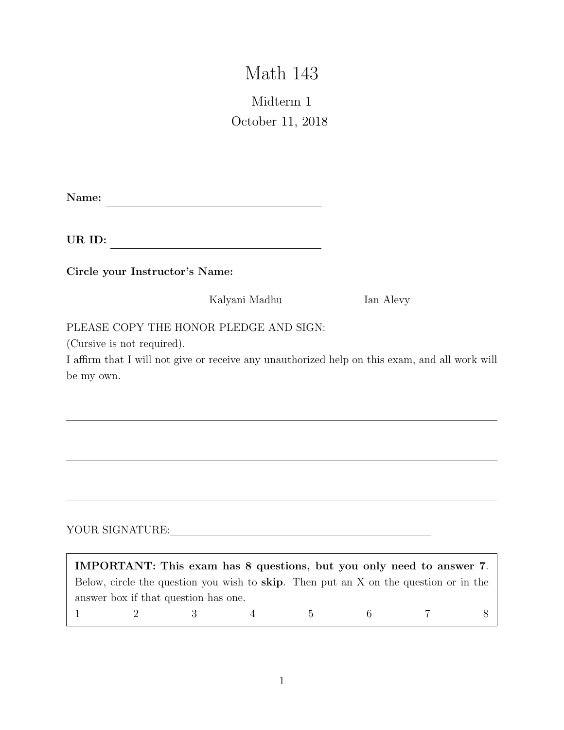# Math 143

## Midterm 1

October 11, 2018

**Name:** ______________________________

**UR ID:** ______________________________

**Circle your Instructor's Name:**

Kalyani Madhu        Ian Alevy

PLEASE COPY THE HONOR PLEDGE AND SIGN:
(Cursive is not required).
I affirm that I will not give or receive any unauthorized help on this exam, and all work will be my own.

_______________________________________________

_______________________________________________

_______________________________________________

YOUR SIGNATURE: ______________________________

**IMPORTANT: This exam has 8 questions, but you only need to answer 7**. Below, circle the question you wish to **skip**. Then put an X on the question or in the answer box if that question has one.

1    2    3    4    5    6    7    8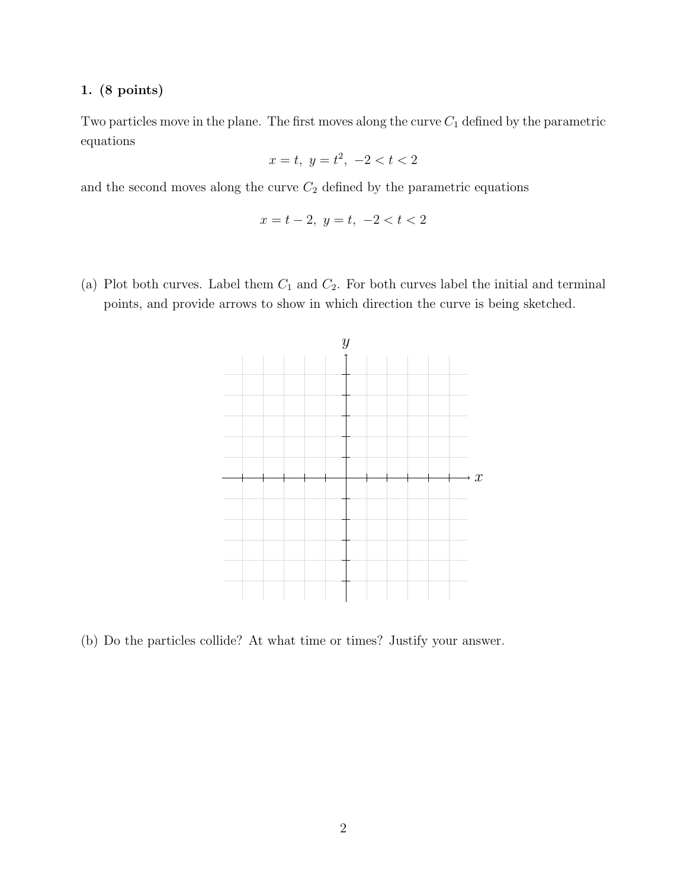**1. (8 points)**

Two particles move in the plane. The first moves along the curve $C_1$ defined by the parametric equations

$$x = t, \ y = t^2, \ -2 < t < 2$$

and the second moves along the curve $C_2$ defined by the parametric equations

$$x = t - 2, \ y = t, \ -2 < t < 2$$

(a) Plot both curves. Label them $C_1$ and $C_2$. For both curves label the initial and terminal points, and provide arrows to show in which direction the curve is being sketched.

(b) Do the particles collide? At what time or times? Justify your answer.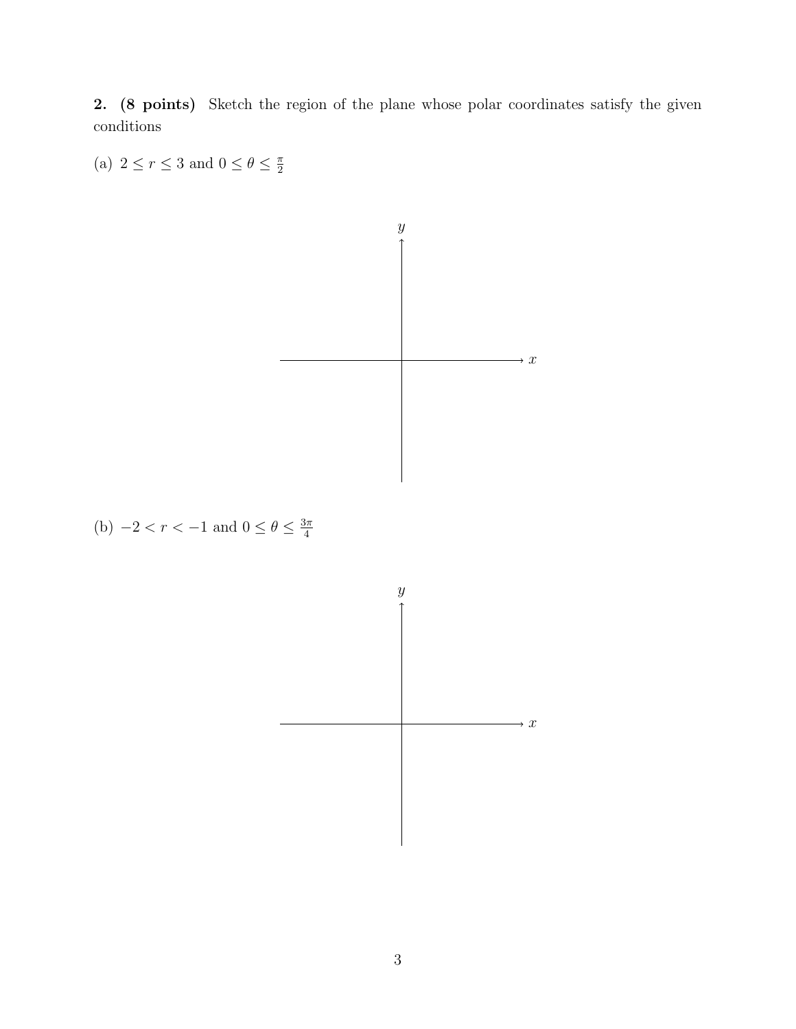**2. (8 points)** Sketch the region of the plane whose polar coordinates satisfy the given conditions

(a) $2 \leq r \leq 3$ and $0 \leq \theta \leq \frac{\pi}{2}$

(b) $-2 < r < -1$ and $0 \leq \theta \leq \frac{3\pi}{4}$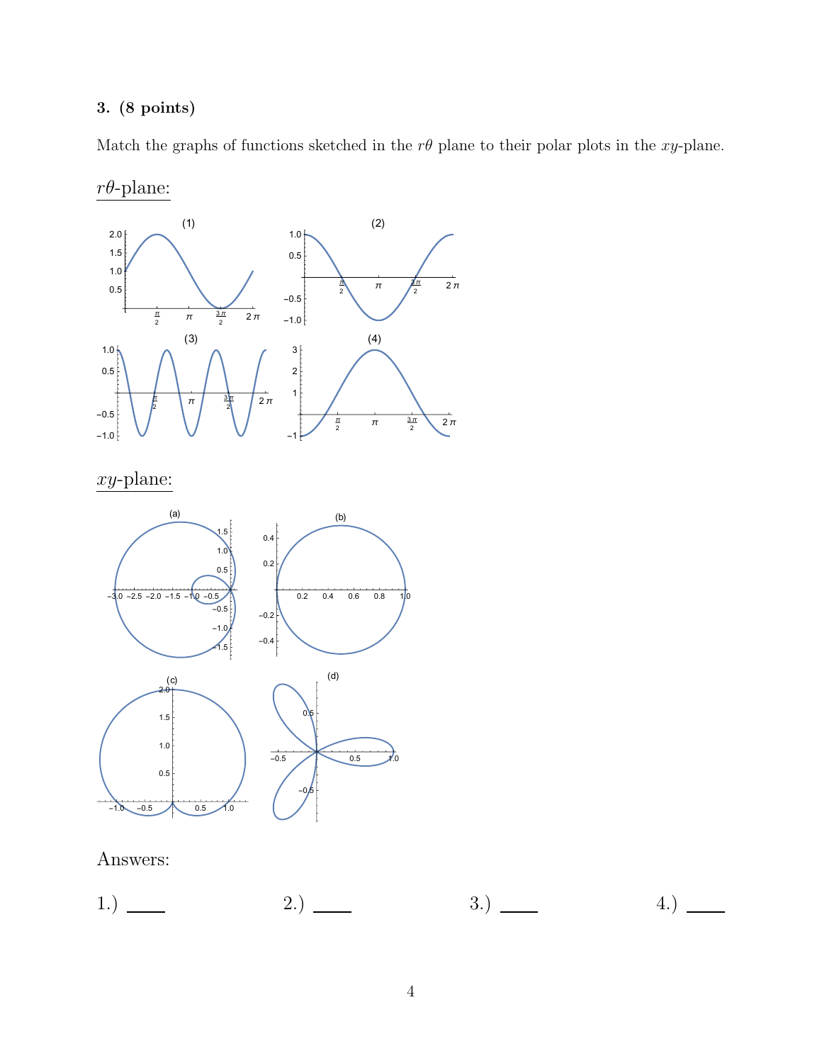**3. (8 points)**

Match the graphs of functions sketched in the $r\theta$ plane to their polar plots in the $xy$-plane.

<u>$r\theta$-plane:</u>

(1) (2) (3) (4)

<u>$xy$-plane:</u>

(a) (b) (c) (d)

Answers:

1.) ____ 2.) ____ 3.) ____ 4.) ____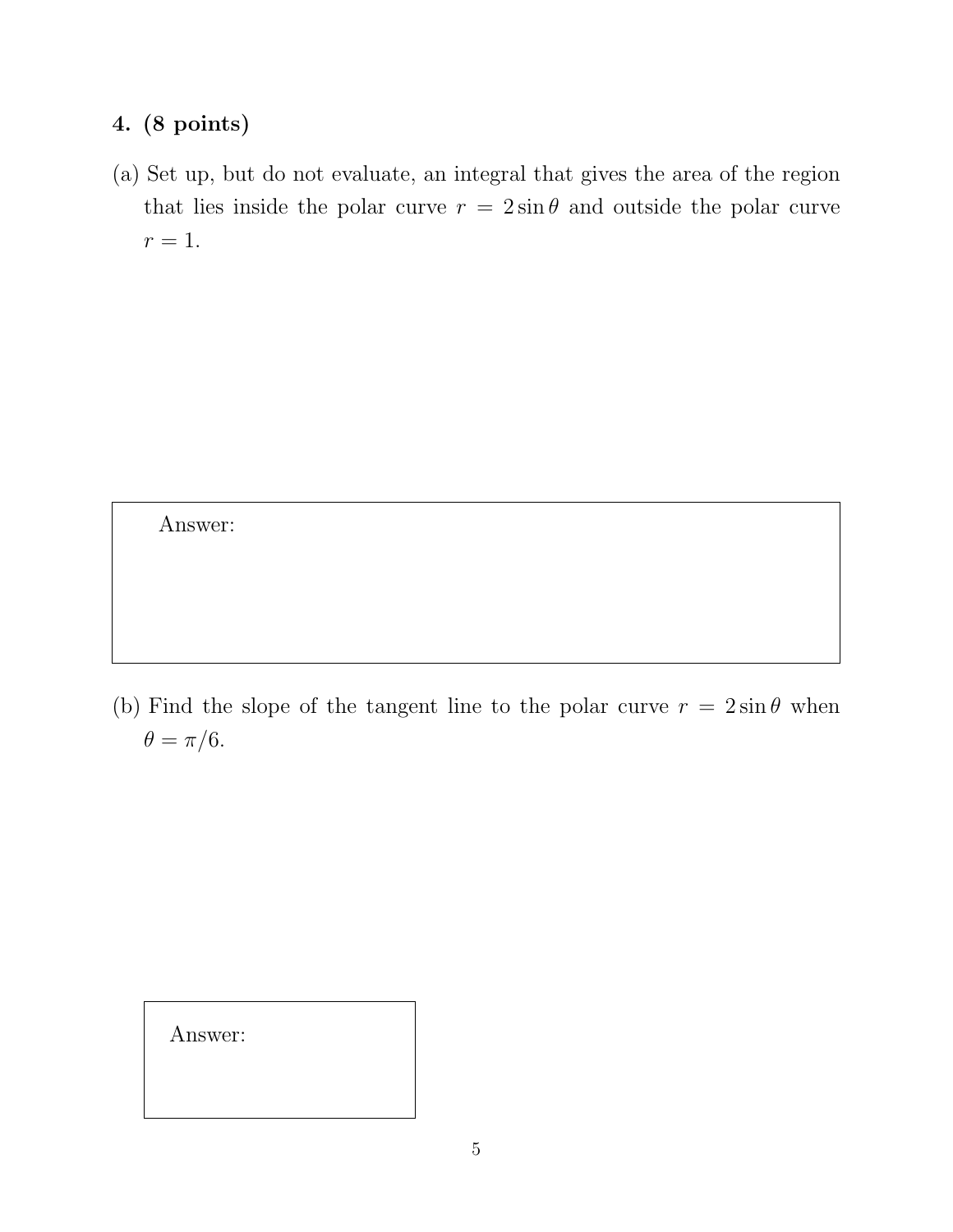**4. (8 points)**

(a) Set up, but do not evaluate, an integral that gives the area of the region that lies inside the polar curve $r = 2\sin\theta$ and outside the polar curve $r = 1$.

| Answer: |
|---|

(b) Find the slope of the tangent line to the polar curve $r = 2\sin\theta$ when $\theta = \pi/6$.

| Answer: |
|---|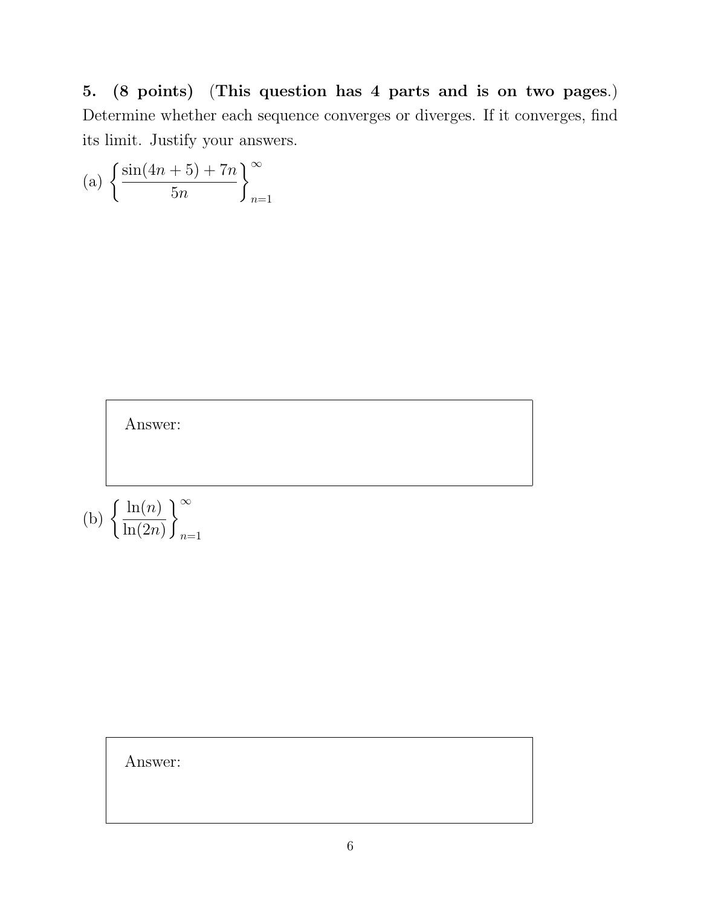**5. (8 points) (This question has 4 parts and is on two pages.)** Determine whether each sequence converges or diverges. If it converges, find its limit. Justify your answers.

(a) $\left\{ \dfrac{\sin(4n+5) + 7n}{5n} \right\}_{n=1}^{\infty}$

Answer:

(b) $\left\{ \dfrac{\ln(n)}{\ln(2n)} \right\}_{n=1}^{\infty}$

Answer: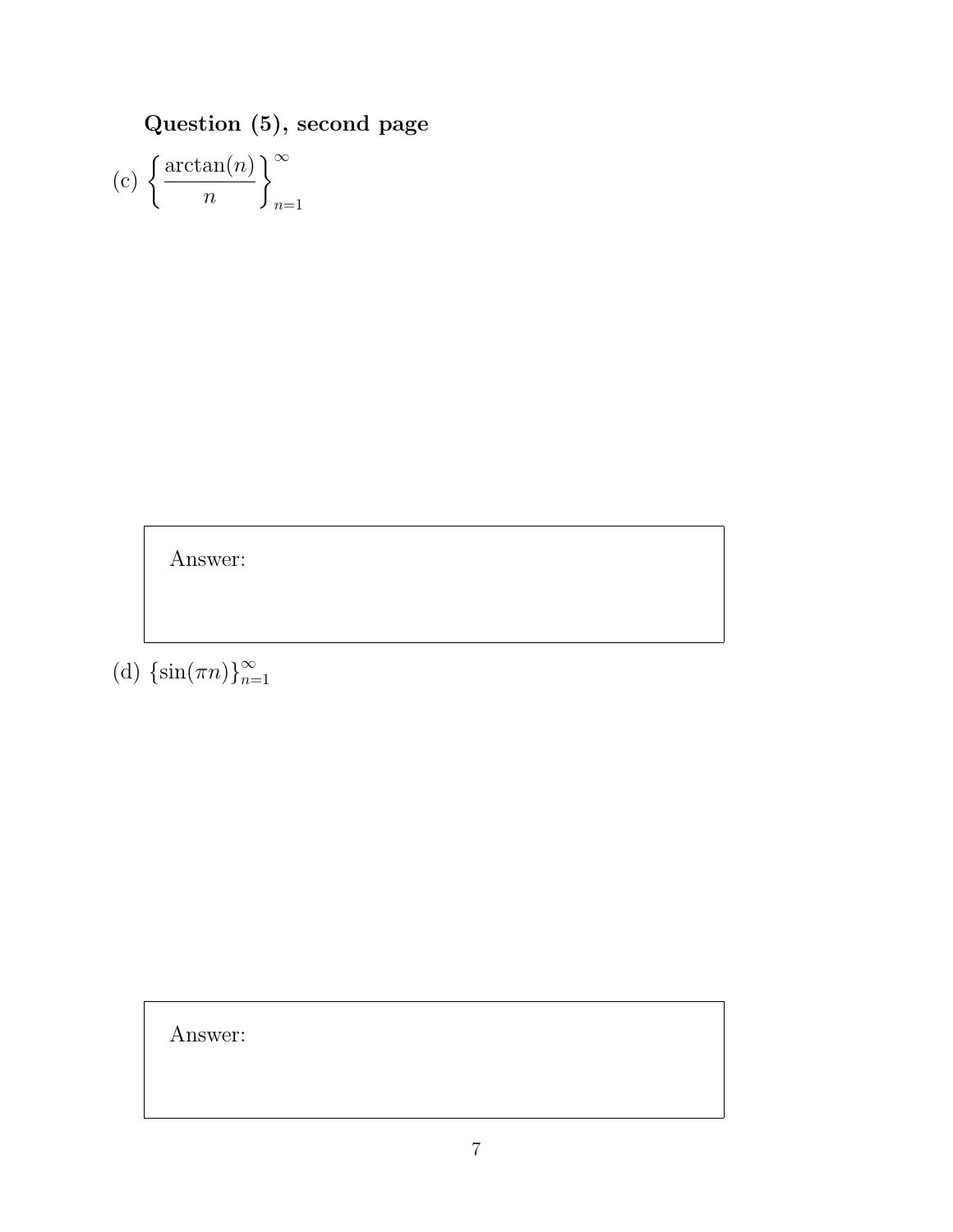**Question (5), second page**

(c) $\left\{\dfrac{\arctan(n)}{n}\right\}_{n=1}^{\infty}$

| Answer: |
|---|
| |

(d) $\{\sin(\pi n)\}_{n=1}^{\infty}$

| Answer: |
|---|
| |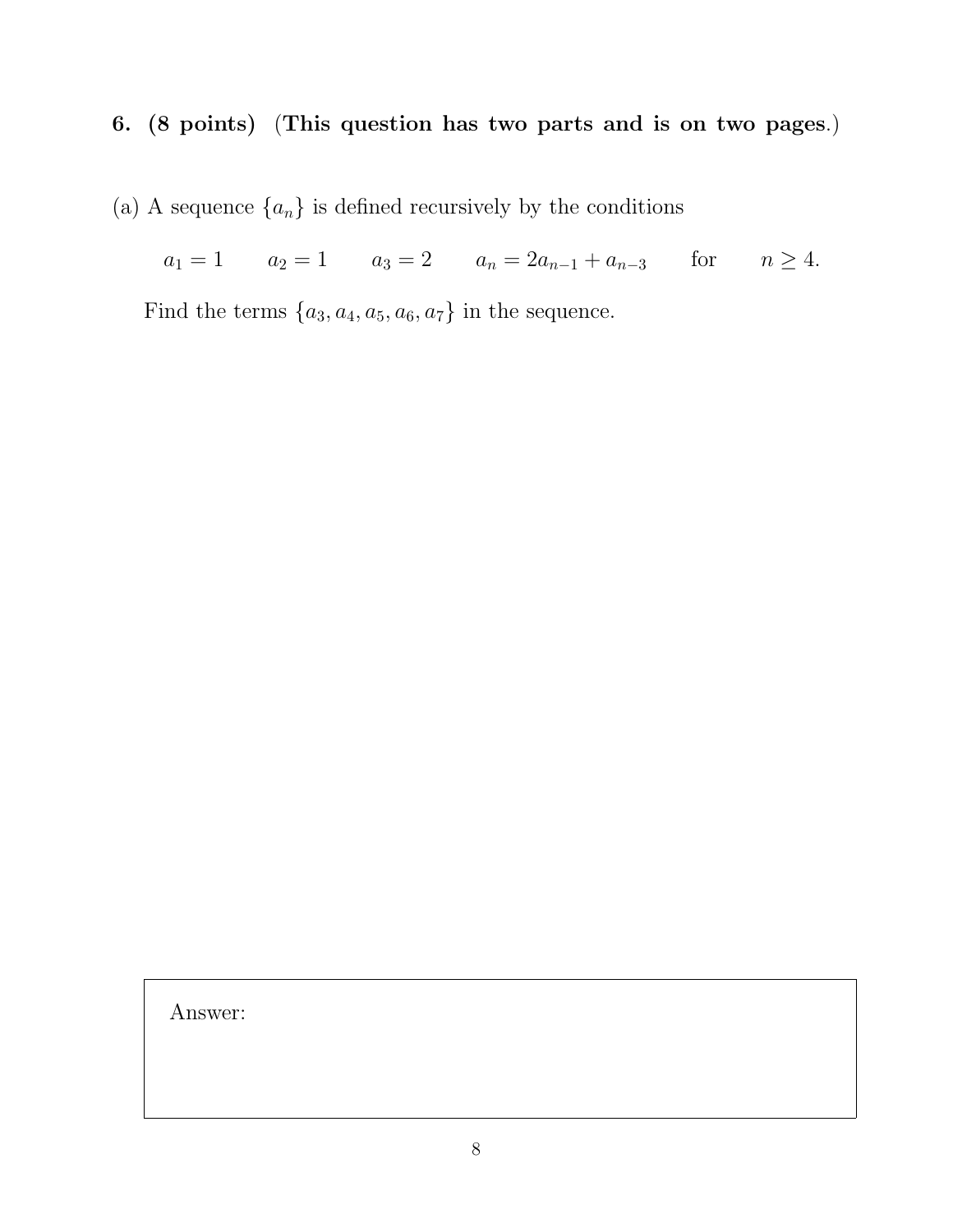**6. (8 points) (This question has two parts and is on two pages.)**

(a) A sequence $\{a_n\}$ is defined recursively by the conditions

$$a_1 = 1 \qquad a_2 = 1 \qquad a_3 = 2 \qquad a_n = 2a_{n-1} + a_{n-3} \qquad \text{for} \qquad n \geq 4.$$

Find the terms $\{a_3, a_4, a_5, a_6, a_7\}$ in the sequence.

Answer: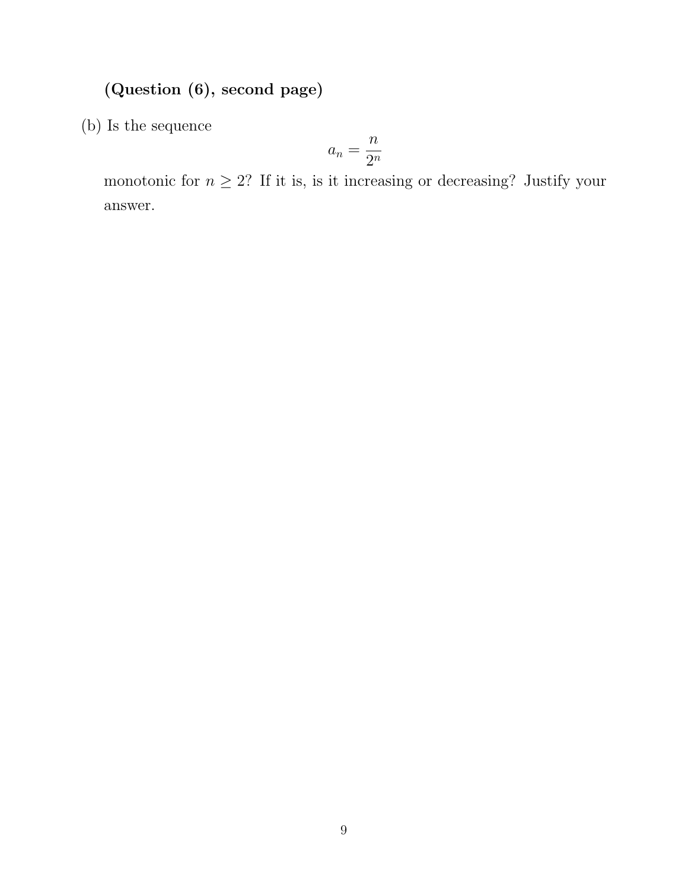**(Question (6), second page)**

(b) Is the sequence

$$a_n = \frac{n}{2^n}$$

monotonic for $n \geq 2$? If it is, is it increasing or decreasing? Justify your answer.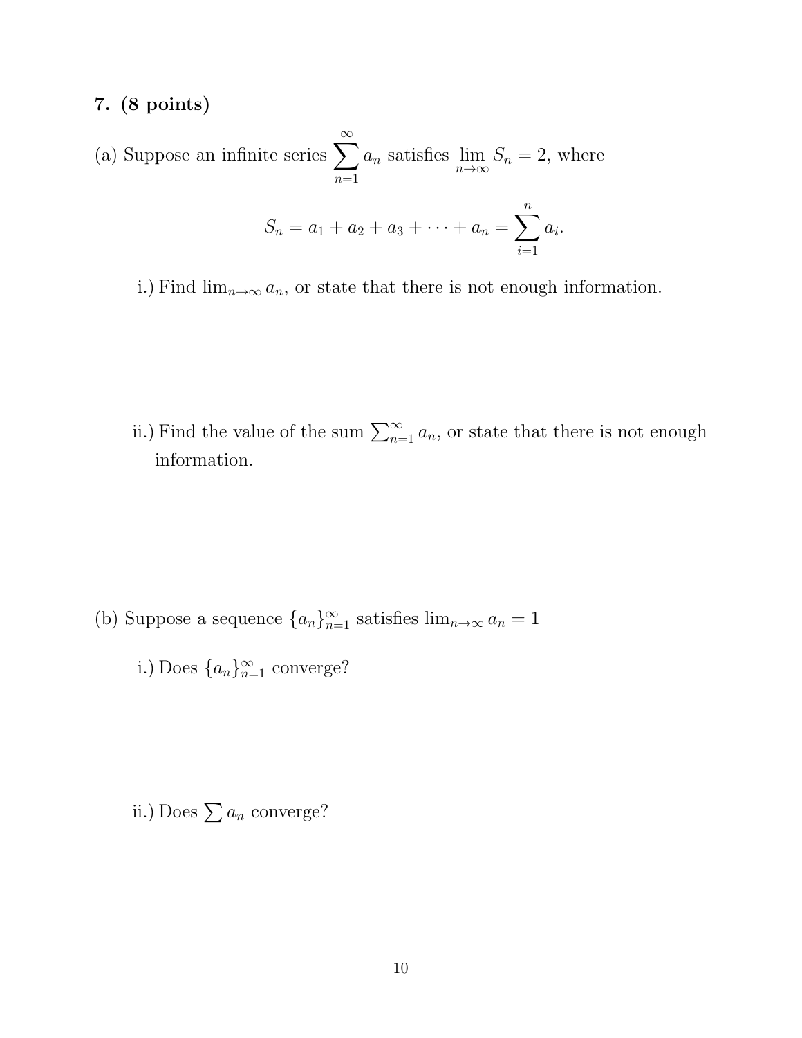**7. (8 points)**

(a) Suppose an infinite series $\sum_{n=1}^{\infty} a_n$ satisfies $\lim_{n\to\infty} S_n = 2$, where

$$S_n = a_1 + a_2 + a_3 + \cdots + a_n = \sum_{i=1}^{n} a_i.$$

i.) Find $\lim_{n\to\infty} a_n$, or state that there is not enough information.

ii.) Find the value of the sum $\sum_{n=1}^{\infty} a_n$, or state that there is not enough information.

(b) Suppose a sequence $\{a_n\}_{n=1}^{\infty}$ satisfies $\lim_{n\to\infty} a_n = 1$

i.) Does $\{a_n\}_{n=1}^{\infty}$ converge?

ii.) Does $\sum a_n$ converge?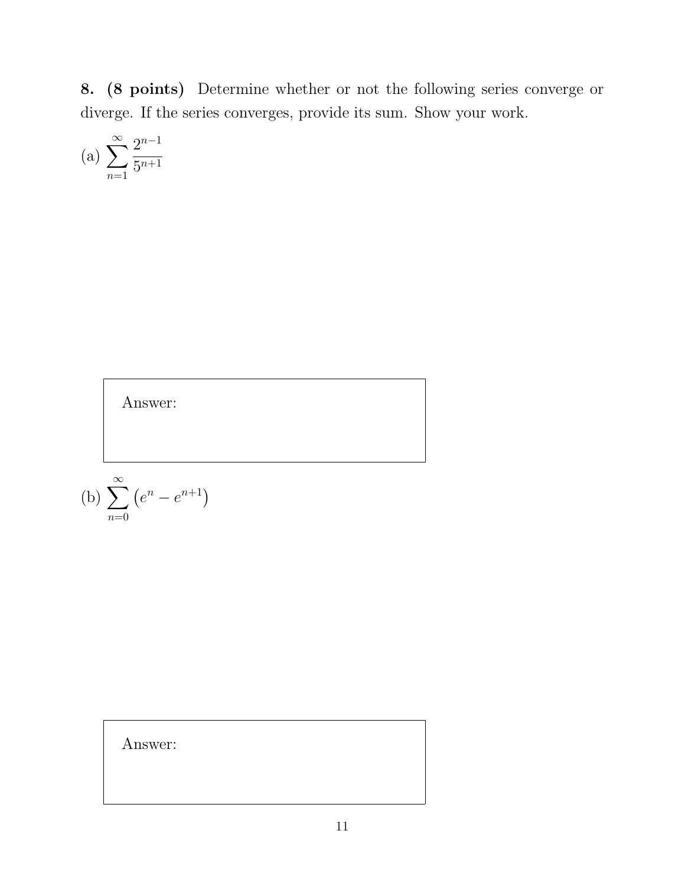**8. (8 points)** Determine whether or not the following series converge or diverge. If the series converges, provide its sum. Show your work.

(a) $\displaystyle\sum_{n=1}^{\infty} \frac{2^{n-1}}{5^{n+1}}$

Answer:

(b) $\displaystyle\sum_{n=0}^{\infty} \left(e^{n} - e^{n+1}\right)$

Answer: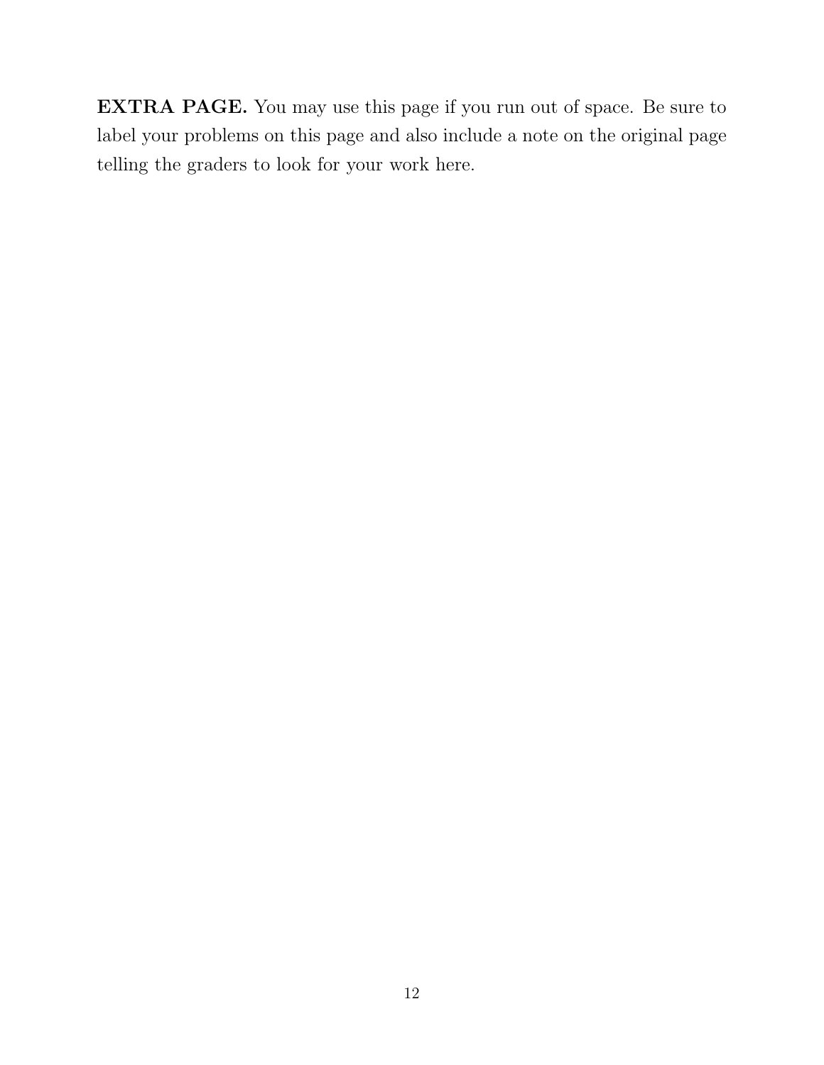**EXTRA PAGE.** You may use this page if you run out of space. Be sure to label your problems on this page and also include a note on the original page telling the graders to look for your work here.